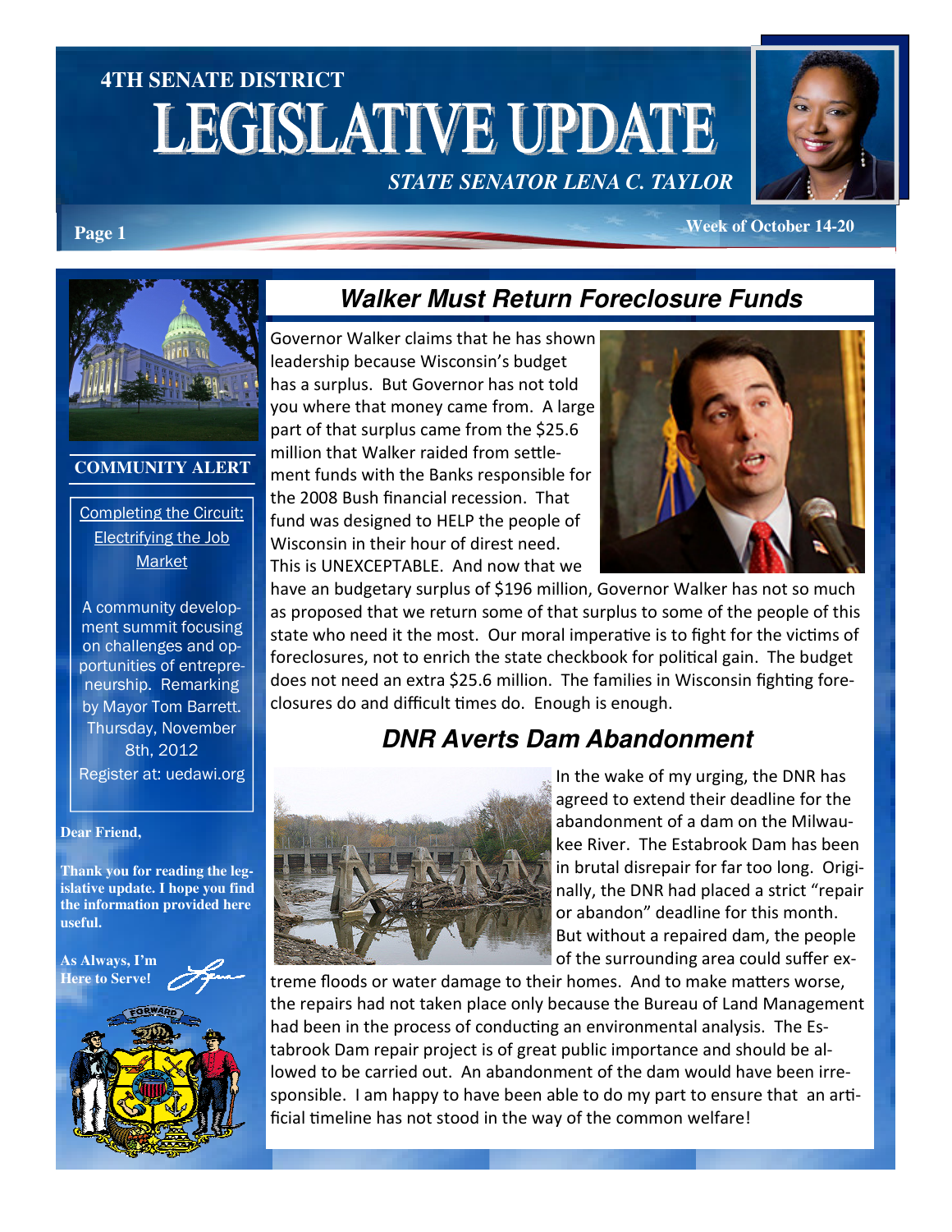# 4TH SENATE DISTRICT LEGISLATIVE UPDATE

*STATE SENATOR LENA C. TAYLOR*

Week of October 14-20

## Walker Must Return Foreclosure Funds

Governor Walker claims that he has shown leadership because Wisconsin's budget has a surplus. But Governor has not told you where that money came from. A large part of that surplus came from the $25.6 million that Walker raided from settlement funds with the Banks responsible for the 2008 Bush financial recession. That fund was designed to HELP the people of Wisconsin in their hour of direst need. This is UNEXCEPTABLE. And now that we have an budgetary surplus of $196 million, Governor Walker has not so much as proposed that we return some of that surplus to some of the people of this state who need it the most. Our moral imperative is to fight for the victims of foreclosures, not to enrich the state checkbook for political gain. The budget does not need an extra $25.6 million. The families in Wisconsin fighting foreclosures do and difficult times do. Enough is enough.

## DNR Averts Dam Abandonment

In the wake of my urging, the DNR has agreed to extend their deadline for the abandonment of a dam on the Milwaukee River. The Estabrook Dam has been in brutal disrepair for far too long. Originally, the DNR had placed a strict "repair or abandon" deadline for this month. But without a repaired dam, the people of the surrounding area could suffer extreme floods or water damage to their homes. And to make matters worse, the repairs had not taken place only because the Bureau of Land Management had been in the process of conducting an environmental analysis. The Estabrook Dam repair project is of great public importance and should be allowed to be carried out. An abandonment of the dam would have been irresponsible. I am happy to have been able to do my part to ensure that an artificial timeline has not stood in the way of the common welfare!

### COMMUNITY ALERT

Completing the Circuit: Electrifying the Job Market

A community development summit focusing on challenges and opportunities of entrepreneurship. Remarking by Mayor Tom Barrett. Thursday, November 8th, 2012

Register at: uedawi.org

**Dear Friend,**

**Thank you for reading the legislative update. I hope you find the information provided here useful.**

**As Always, I'm Here to Serve!**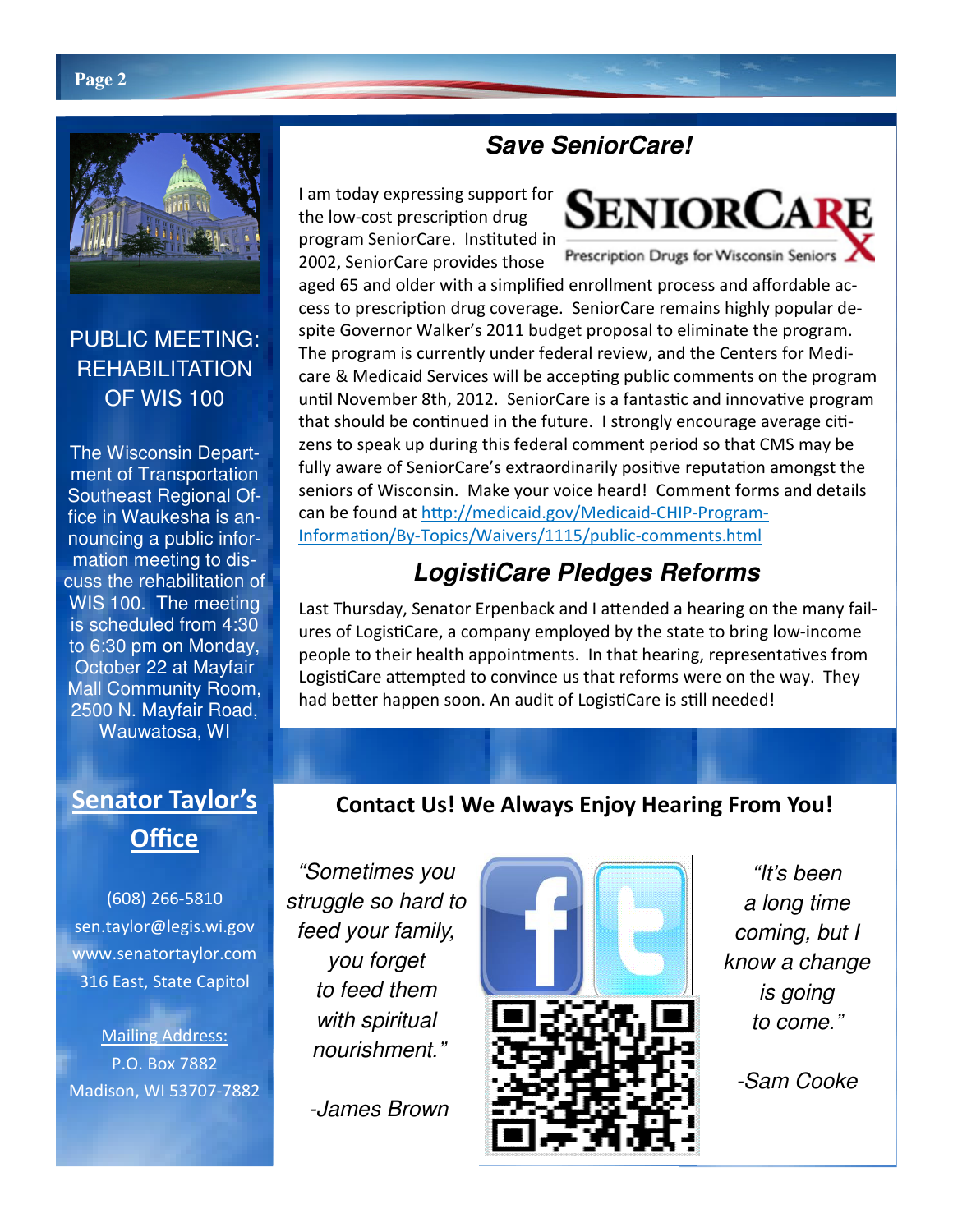## PUBLIC MEETING: REHABILITATION OF WIS 100

The Wisconsin Department of Transportation Southeast Regional Office in Waukesha is announcing a public information meeting to discuss the rehabilitation of WIS 100. The meeting is scheduled from 4:30 to 6:30 pm on Monday, October 22 at Mayfair Mall Community Room, 2500 N. Mayfair Road, Wauwatosa, WI

## Save SeniorCare!

SENIORCARE
Prescription Drugs for Wisconsin Seniors

I am today expressing support for the low-cost prescription drug program SeniorCare. Instituted in 2002, SeniorCare provides those aged 65 and older with a simplified enrollment process and affordable access to prescription drug coverage. SeniorCare remains highly popular despite Governor Walker's 2011 budget proposal to eliminate the program. The program is currently under federal review, and the Centers for Medicare & Medicaid Services will be accepting public comments on the program until November 8th, 2012. SeniorCare is a fantastic and innovative program that should be continued in the future. I strongly encourage average citizens to speak up during this federal comment period so that CMS may be fully aware of SeniorCare's extraordinarily positive reputation amongst the seniors of Wisconsin. Make your voice heard! Comment forms and details can be found at http://medicaid.gov/Medicaid-CHIP-Program-Information/By-Topics/Waivers/1115/public-comments.html

## LogistiCare Pledges Reforms

Last Thursday, Senator Erpenback and I attended a hearing on the many failures of LogistiCare, a company employed by the state to bring low-income people to their health appointments. In that hearing, representatives from LogistiCare attempted to convince us that reforms were on the way. They had better happen soon. An audit of LogistiCare is still needed!

## Senator Taylor's Office

(608) 266-5810
sen.taylor@legis.wi.gov
www.senatortaylor.com
316 East, State Capitol

Mailing Address:
P.O. Box 7882
Madison, WI 53707-7882

## Contact Us! We Always Enjoy Hearing From You!

*"Sometimes you struggle so hard to feed your family, you forget to feed them with spiritual nourishment."*

*-James Brown*

*"It's been a long time coming, but I know a change is going to come."*

*-Sam Cooke*